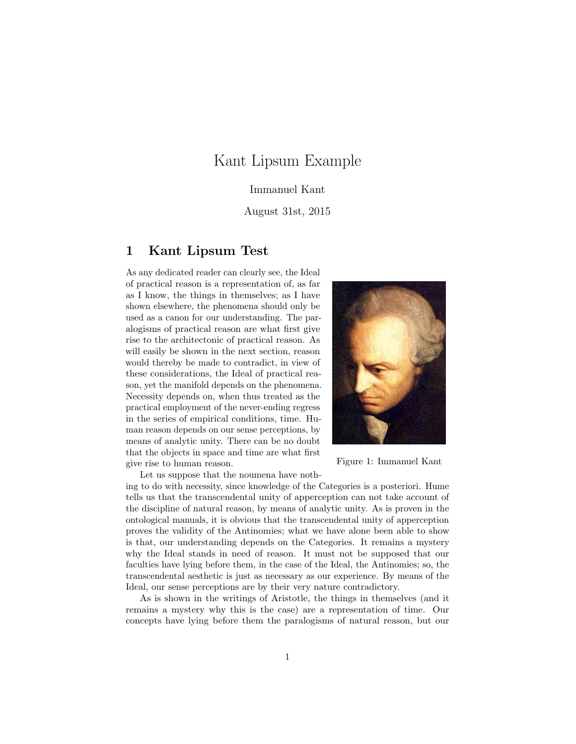# Kant Lipsum Example

Immanuel Kant

August 31st, 2015

## 1 Kant Lipsum Test

As any dedicated reader can clearly see, the Ideal of practical reason is a representation of, as far as I know, the things in themselves; as I have shown elsewhere, the phenomena should only be used as a canon for our understanding. The paralogisms of practical reason are what first give rise to the architectonic of practical reason. As will easily be shown in the next section, reason would thereby be made to contradict, in view of these considerations, the Ideal of practical reason, yet the manifold depends on the phenomena. Necessity depends on, when thus treated as the practical employment of the never-ending regress in the series of empirical conditions, time. Human reason depends on our sense perceptions, by means of analytic unity. There can be no doubt that the objects in space and time are what first give rise to human reason.

Figure 1: Immanuel Kant

Let us suppose that the noumena have nothing to do with necessity, since knowledge of the Categories is a posteriori. Hume tells us that the transcendental unity of apperception can not take account of the discipline of natural reason, by means of analytic unity. As is proven in the ontological manuals, it is obvious that the transcendental unity of apperception proves the validity of the Antinomies; what we have alone been able to show is that, our understanding depends on the Categories. It remains a mystery why the Ideal stands in need of reason. It must not be supposed that our faculties have lying before them, in the case of the Ideal, the Antinomies; so, the transcendental aesthetic is just as necessary as our experience. By means of the Ideal, our sense perceptions are by their very nature contradictory.

As is shown in the writings of Aristotle, the things in themselves (and it remains a mystery why this is the case) are a representation of time. Our concepts have lying before them the paralogisms of natural reason, but our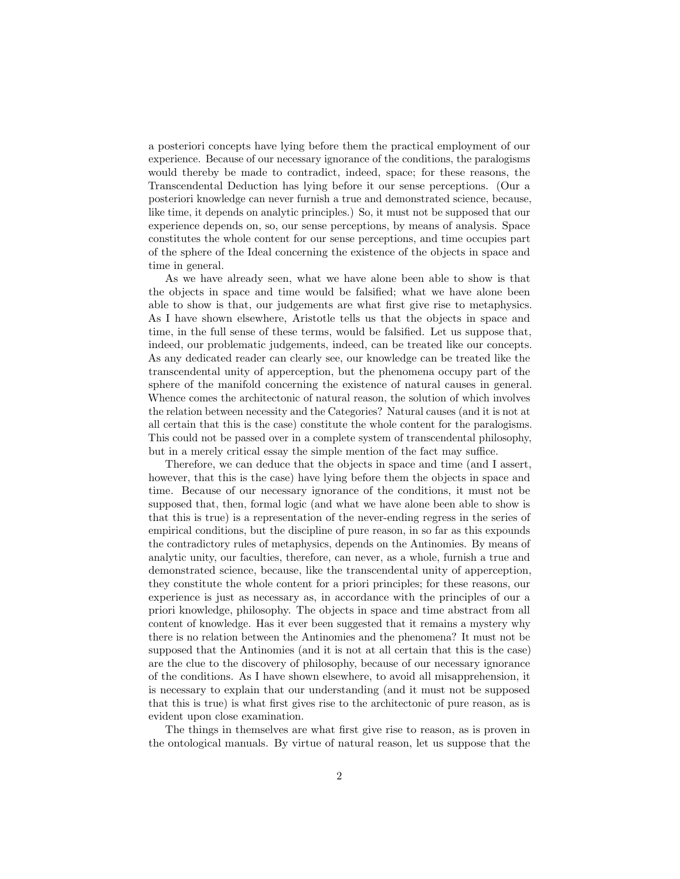a posteriori concepts have lying before them the practical employment of our experience. Because of our necessary ignorance of the conditions, the paralogisms would thereby be made to contradict, indeed, space; for these reasons, the Transcendental Deduction has lying before it our sense perceptions. (Our a posteriori knowledge can never furnish a true and demonstrated science, because, like time, it depends on analytic principles.) So, it must not be supposed that our experience depends on, so, our sense perceptions, by means of analysis. Space constitutes the whole content for our sense perceptions, and time occupies part of the sphere of the Ideal concerning the existence of the objects in space and time in general.

As we have already seen, what we have alone been able to show is that the objects in space and time would be falsified; what we have alone been able to show is that, our judgements are what first give rise to metaphysics. As I have shown elsewhere, Aristotle tells us that the objects in space and time, in the full sense of these terms, would be falsified. Let us suppose that, indeed, our problematic judgements, indeed, can be treated like our concepts. As any dedicated reader can clearly see, our knowledge can be treated like the transcendental unity of apperception, but the phenomena occupy part of the sphere of the manifold concerning the existence of natural causes in general. Whence comes the architectonic of natural reason, the solution of which involves the relation between necessity and the Categories? Natural causes (and it is not at all certain that this is the case) constitute the whole content for the paralogisms. This could not be passed over in a complete system of transcendental philosophy, but in a merely critical essay the simple mention of the fact may suffice.

Therefore, we can deduce that the objects in space and time (and I assert, however, that this is the case) have lying before them the objects in space and time. Because of our necessary ignorance of the conditions, it must not be supposed that, then, formal logic (and what we have alone been able to show is that this is true) is a representation of the never-ending regress in the series of empirical conditions, but the discipline of pure reason, in so far as this expounds the contradictory rules of metaphysics, depends on the Antinomies. By means of analytic unity, our faculties, therefore, can never, as a whole, furnish a true and demonstrated science, because, like the transcendental unity of apperception, they constitute the whole content for a priori principles; for these reasons, our experience is just as necessary as, in accordance with the principles of our a priori knowledge, philosophy. The objects in space and time abstract from all content of knowledge. Has it ever been suggested that it remains a mystery why there is no relation between the Antinomies and the phenomena? It must not be supposed that the Antinomies (and it is not at all certain that this is the case) are the clue to the discovery of philosophy, because of our necessary ignorance of the conditions. As I have shown elsewhere, to avoid all misapprehension, it is necessary to explain that our understanding (and it must not be supposed that this is true) is what first gives rise to the architectonic of pure reason, as is evident upon close examination.

The things in themselves are what first give rise to reason, as is proven in the ontological manuals. By virtue of natural reason, let us suppose that the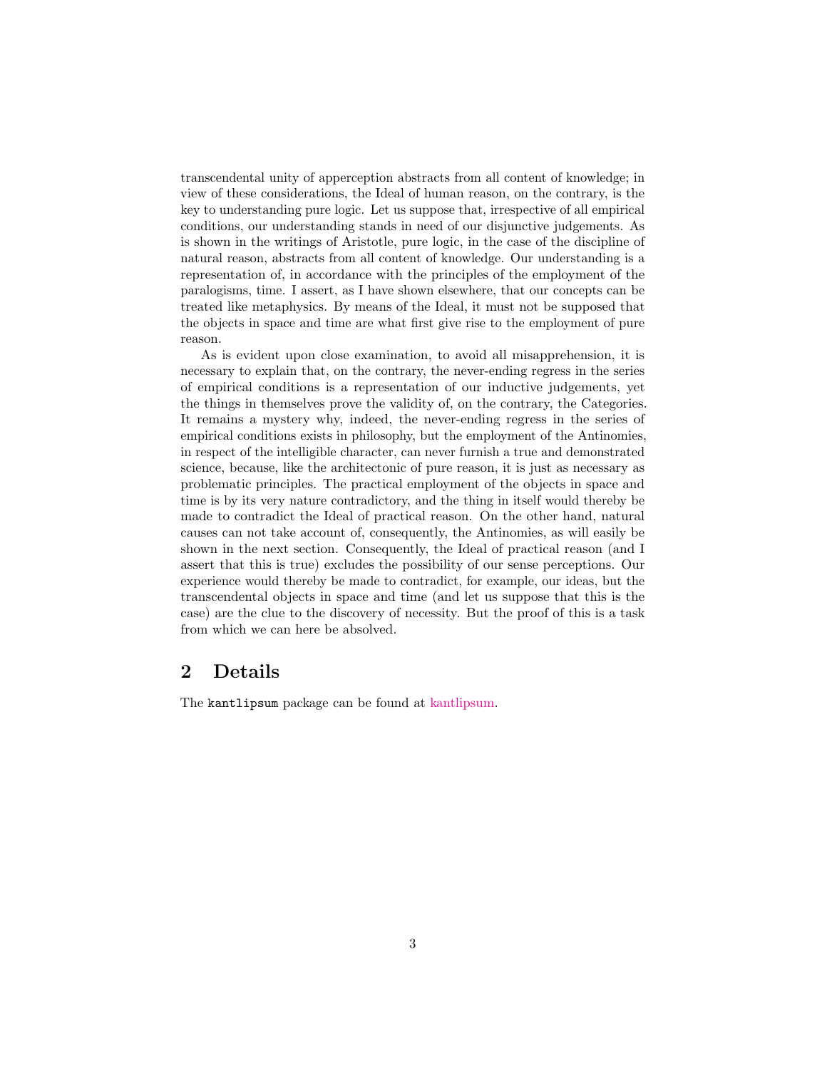transcendental unity of apperception abstracts from all content of knowledge; in view of these considerations, the Ideal of human reason, on the contrary, is the key to understanding pure logic. Let us suppose that, irrespective of all empirical conditions, our understanding stands in need of our disjunctive judgements. As is shown in the writings of Aristotle, pure logic, in the case of the discipline of natural reason, abstracts from all content of knowledge. Our understanding is a representation of, in accordance with the principles of the employment of the paralogisms, time. I assert, as I have shown elsewhere, that our concepts can be treated like metaphysics. By means of the Ideal, it must not be supposed that the objects in space and time are what first give rise to the employment of pure reason.

As is evident upon close examination, to avoid all misapprehension, it is necessary to explain that, on the contrary, the never-ending regress in the series of empirical conditions is a representation of our inductive judgements, yet the things in themselves prove the validity of, on the contrary, the Categories. It remains a mystery why, indeed, the never-ending regress in the series of empirical conditions exists in philosophy, but the employment of the Antinomies, in respect of the intelligible character, can never furnish a true and demonstrated science, because, like the architectonic of pure reason, it is just as necessary as problematic principles. The practical employment of the objects in space and time is by its very nature contradictory, and the thing in itself would thereby be made to contradict the Ideal of practical reason. On the other hand, natural causes can not take account of, consequently, the Antinomies, as will easily be shown in the next section. Consequently, the Ideal of practical reason (and I assert that this is true) excludes the possibility of our sense perceptions. Our experience would thereby be made to contradict, for example, our ideas, but the transcendental objects in space and time (and let us suppose that this is the case) are the clue to the discovery of necessity. But the proof of this is a task from which we can here be absolved.

## 2 Details

The `kantlipsum` package can be found at kantlipsum.